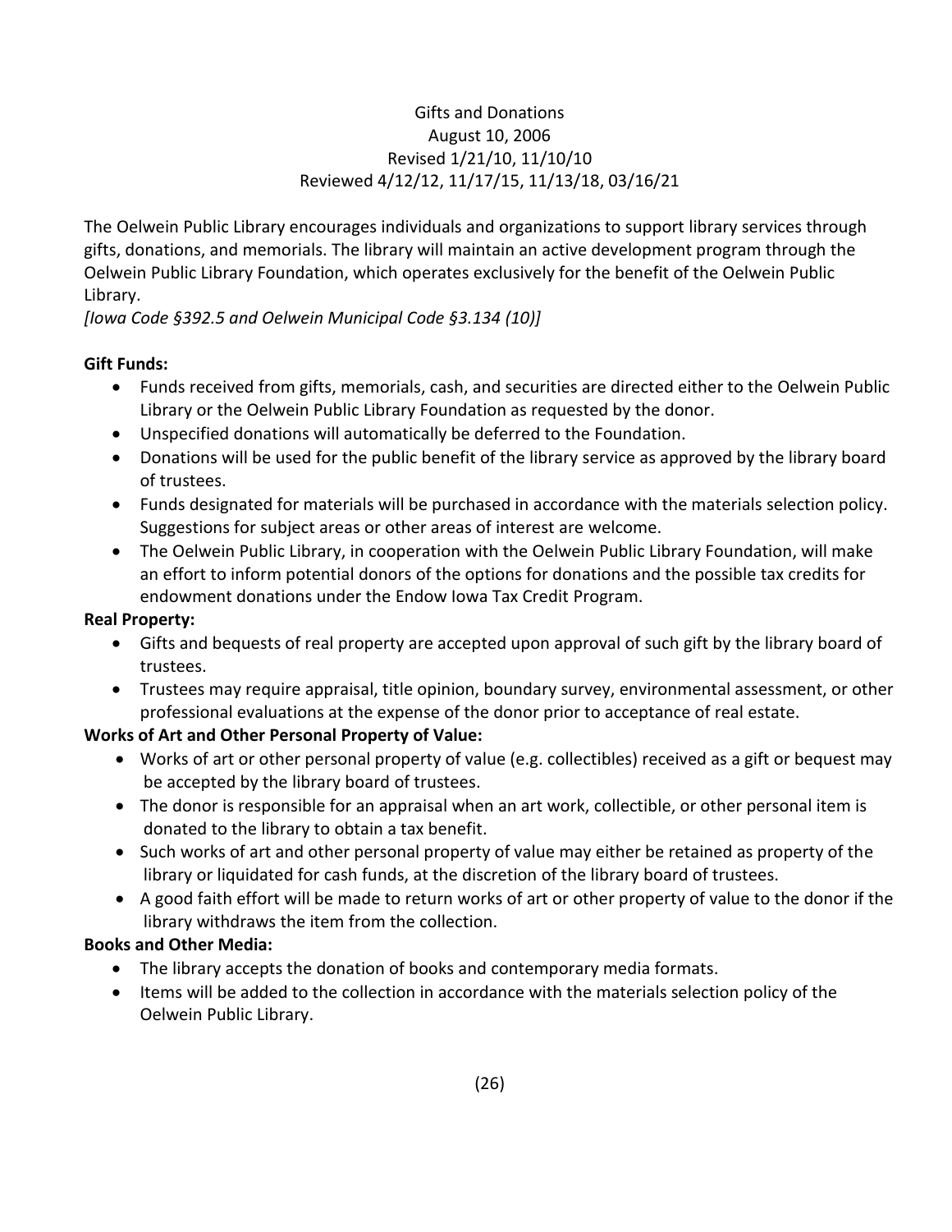# Gifts and Donations

August 10, 2006
Revised 1/21/10, 11/10/10
Reviewed 4/12/12, 11/17/15, 11/13/18, 03/16/21

The Oelwein Public Library encourages individuals and organizations to support library services through gifts, donations, and memorials. The library will maintain an active development program through the Oelwein Public Library Foundation, which operates exclusively for the benefit of the Oelwein Public Library.
*[Iowa Code §392.5 and Oelwein Municipal Code §3.134 (10)]*

**Gift Funds:**

- Funds received from gifts, memorials, cash, and securities are directed either to the Oelwein Public Library or the Oelwein Public Library Foundation as requested by the donor.
- Unspecified donations will automatically be deferred to the Foundation.
- Donations will be used for the public benefit of the library service as approved by the library board of trustees.
- Funds designated for materials will be purchased in accordance with the materials selection policy. Suggestions for subject areas or other areas of interest are welcome.
- The Oelwein Public Library, in cooperation with the Oelwein Public Library Foundation, will make an effort to inform potential donors of the options for donations and the possible tax credits for endowment donations under the Endow Iowa Tax Credit Program.

**Real Property:**

- Gifts and bequests of real property are accepted upon approval of such gift by the library board of trustees.
- Trustees may require appraisal, title opinion, boundary survey, environmental assessment, or other professional evaluations at the expense of the donor prior to acceptance of real estate.

**Works of Art and Other Personal Property of Value:**

- Works of art or other personal property of value (e.g. collectibles) received as a gift or bequest may be accepted by the library board of trustees.
- The donor is responsible for an appraisal when an art work, collectible, or other personal item is donated to the library to obtain a tax benefit.
- Such works of art and other personal property of value may either be retained as property of the library or liquidated for cash funds, at the discretion of the library board of trustees.
- A good faith effort will be made to return works of art or other property of value to the donor if the library withdraws the item from the collection.

**Books and Other Media:**

- The library accepts the donation of books and contemporary media formats.
- Items will be added to the collection in accordance with the materials selection policy of the Oelwein Public Library.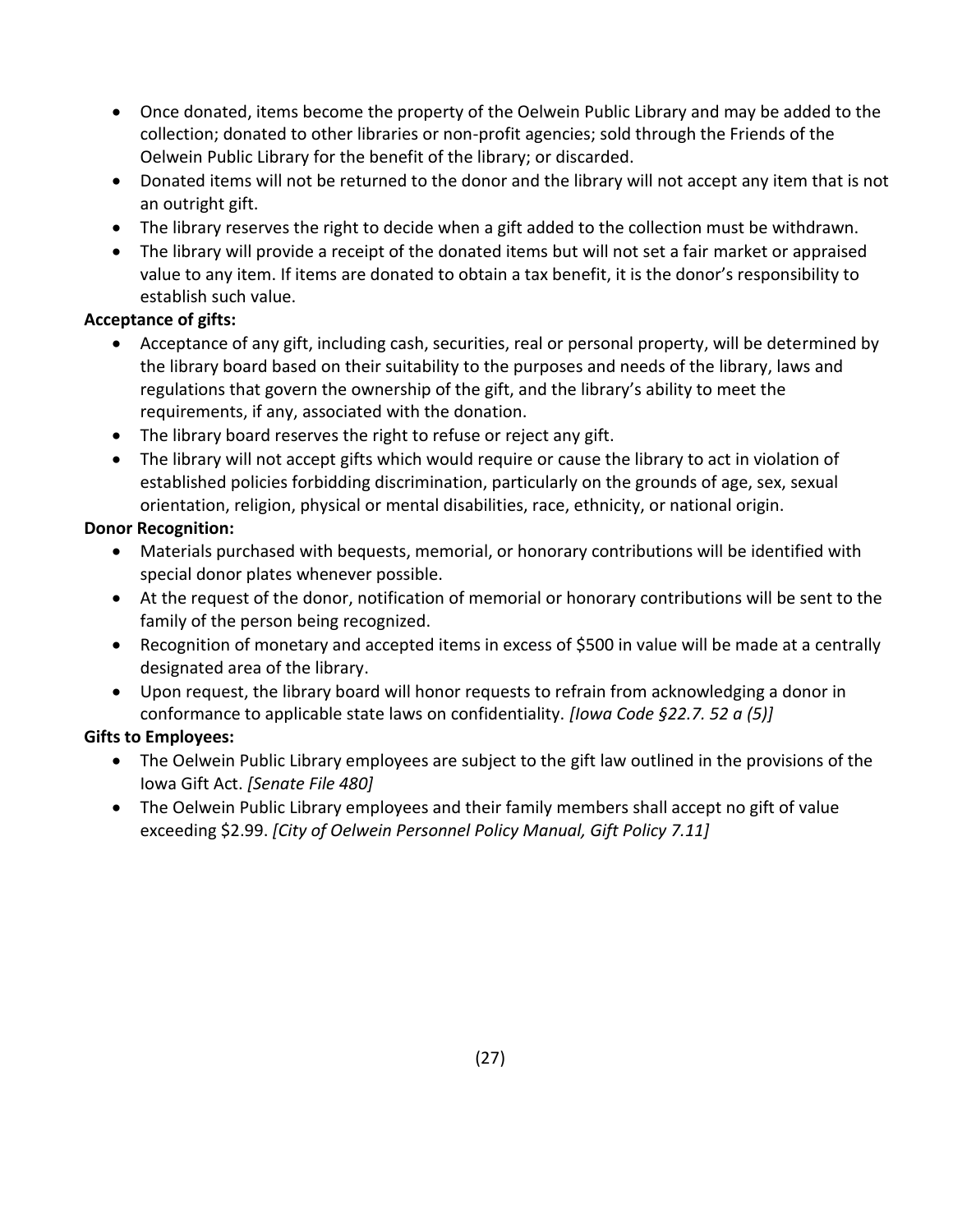- Once donated, items become the property of the Oelwein Public Library and may be added to the collection; donated to other libraries or non-profit agencies; sold through the Friends of the Oelwein Public Library for the benefit of the library; or discarded.
- Donated items will not be returned to the donor and the library will not accept any item that is not an outright gift.
- The library reserves the right to decide when a gift added to the collection must be withdrawn.
- The library will provide a receipt of the donated items but will not set a fair market or appraised value to any item. If items are donated to obtain a tax benefit, it is the donor's responsibility to establish such value.

**Acceptance of gifts:**

- Acceptance of any gift, including cash, securities, real or personal property, will be determined by the library board based on their suitability to the purposes and needs of the library, laws and regulations that govern the ownership of the gift, and the library's ability to meet the requirements, if any, associated with the donation.
- The library board reserves the right to refuse or reject any gift.
- The library will not accept gifts which would require or cause the library to act in violation of established policies forbidding discrimination, particularly on the grounds of age, sex, sexual orientation, religion, physical or mental disabilities, race, ethnicity, or national origin.

**Donor Recognition:**

- Materials purchased with bequests, memorial, or honorary contributions will be identified with special donor plates whenever possible.
- At the request of the donor, notification of memorial or honorary contributions will be sent to the family of the person being recognized.
- Recognition of monetary and accepted items in excess of $500 in value will be made at a centrally designated area of the library.
- Upon request, the library board will honor requests to refrain from acknowledging a donor in conformance to applicable state laws on confidentiality. *[Iowa Code §22.7. 52 a (5)]*

**Gifts to Employees:**

- The Oelwein Public Library employees are subject to the gift law outlined in the provisions of the Iowa Gift Act. *[Senate File 480]*
- The Oelwein Public Library employees and their family members shall accept no gift of value exceeding $2.99. *[City of Oelwein Personnel Policy Manual, Gift Policy 7.11]*